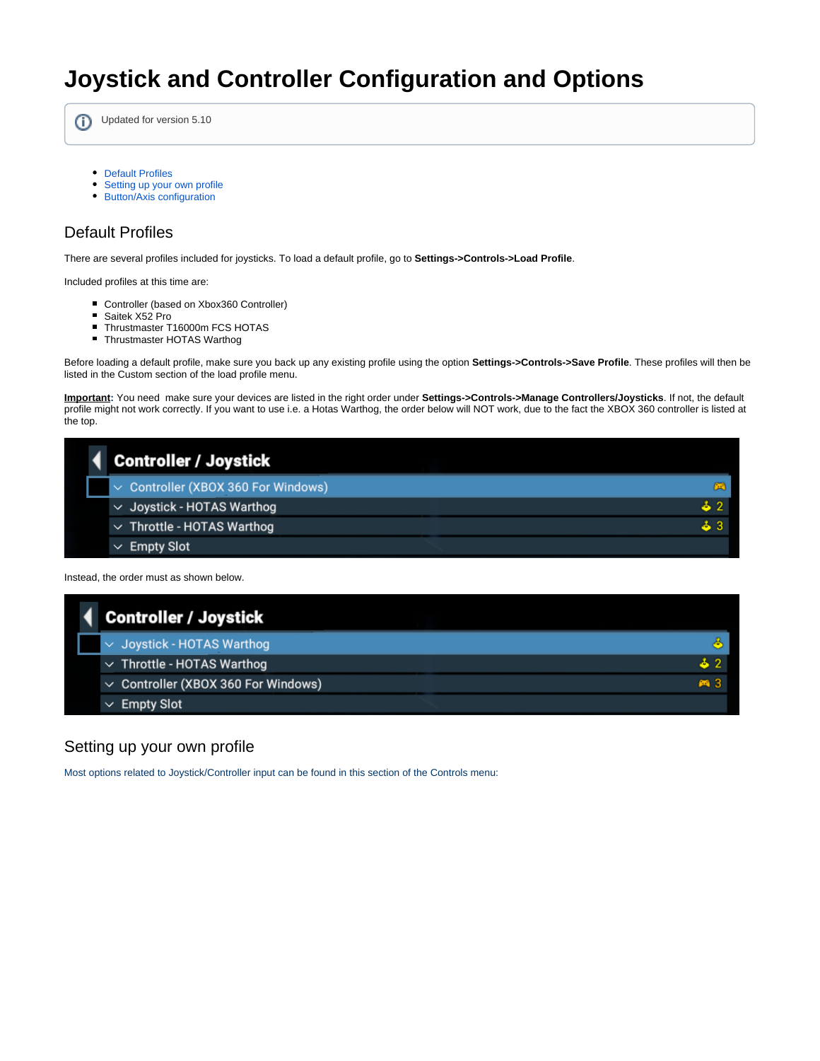# Joystick and Controller Configuration and Options

Updated for version 5.10

- Default Profiles
- Setting up your own profile
- Button/Axis configuration

## Default Profiles

There are several profiles included for joysticks. To load a default profile, go to **Settings->Controls->Load Profile**.

Included profiles at this time are:

- Controller (based on Xbox360 Controller)
- Saitek X52 Pro
- Thrustmaster T16000m FCS HOTAS
- Thrustmaster HOTAS Warthog

Before loading a default profile, make sure you back up any existing profile using the option **Settings->Controls->Save Profile**. These profiles will then be listed in the Custom section of the load profile menu.

**Important:** You need  make sure your devices are listed in the right order under **Settings->Controls->Manage Controllers/Joysticks**. If not, the default profile might not work correctly. If you want to use i.e. a Hotas Warthog, the order below will NOT work, due to the fact the XBOX 360 controller is listed at the top.

Instead, the order must as shown below.

## Setting up your own profile

Most options related to Joystick/Controller input can be found in this section of the Controls menu: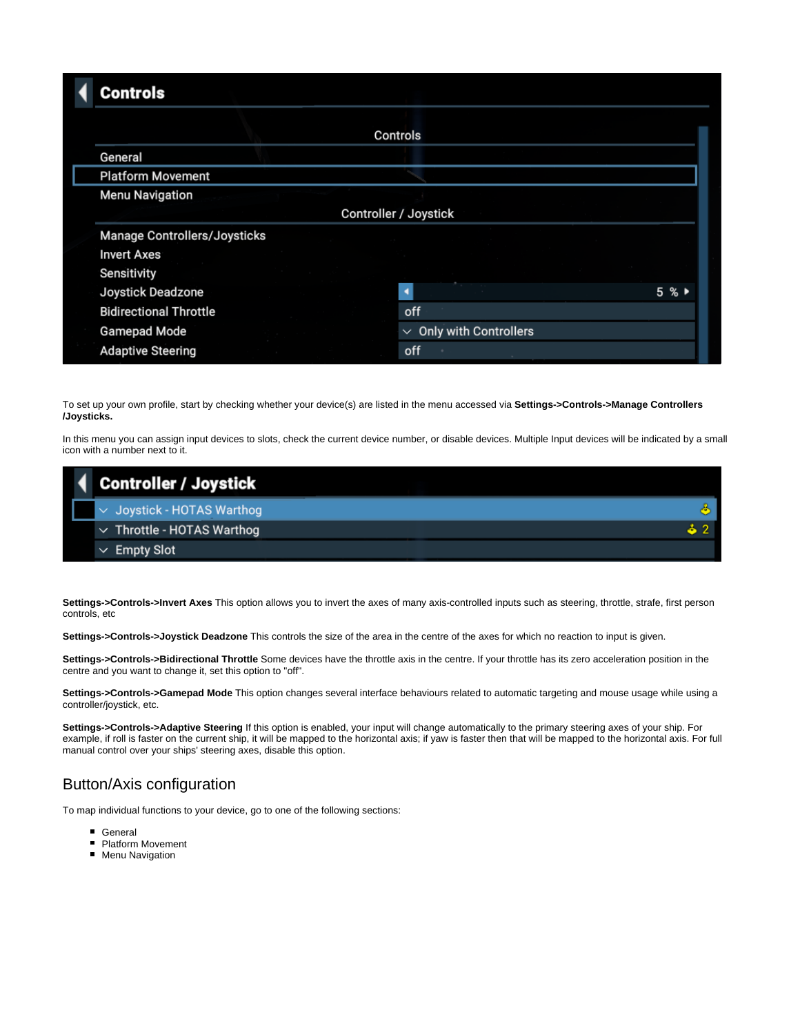To set up your own profile, start by checking whether your device(s) are listed in the menu accessed via **Settings->Controls->Manage Controllers /Joysticks.**

In this menu you can assign input devices to slots, check the current device number, or disable devices. Multiple Input devices will be indicated by a small icon with a number next to it.

**Settings->Controls->Invert Axes** This option allows you to invert the axes of many axis-controlled inputs such as steering, throttle, strafe, first person controls, etc

**Settings->Controls->Joystick Deadzone** This controls the size of the area in the centre of the axes for which no reaction to input is given.

**Settings->Controls->Bidirectional Throttle** Some devices have the throttle axis in the centre. If your throttle has its zero acceleration position in the centre and you want to change it, set this option to "off".

**Settings->Controls->Gamepad Mode** This option changes several interface behaviours related to automatic targeting and mouse usage while using a controller/joystick, etc.

**Settings->Controls->Adaptive Steering** If this option is enabled, your input will change automatically to the primary steering axes of your ship. For example, if roll is faster on the current ship, it will be mapped to the horizontal axis; if yaw is faster then that will be mapped to the horizontal axis. For full manual control over your ships' steering axes, disable this option.

## Button/Axis configuration

To map individual functions to your device, go to one of the following sections:

- General
- Platform Movement
- Menu Navigation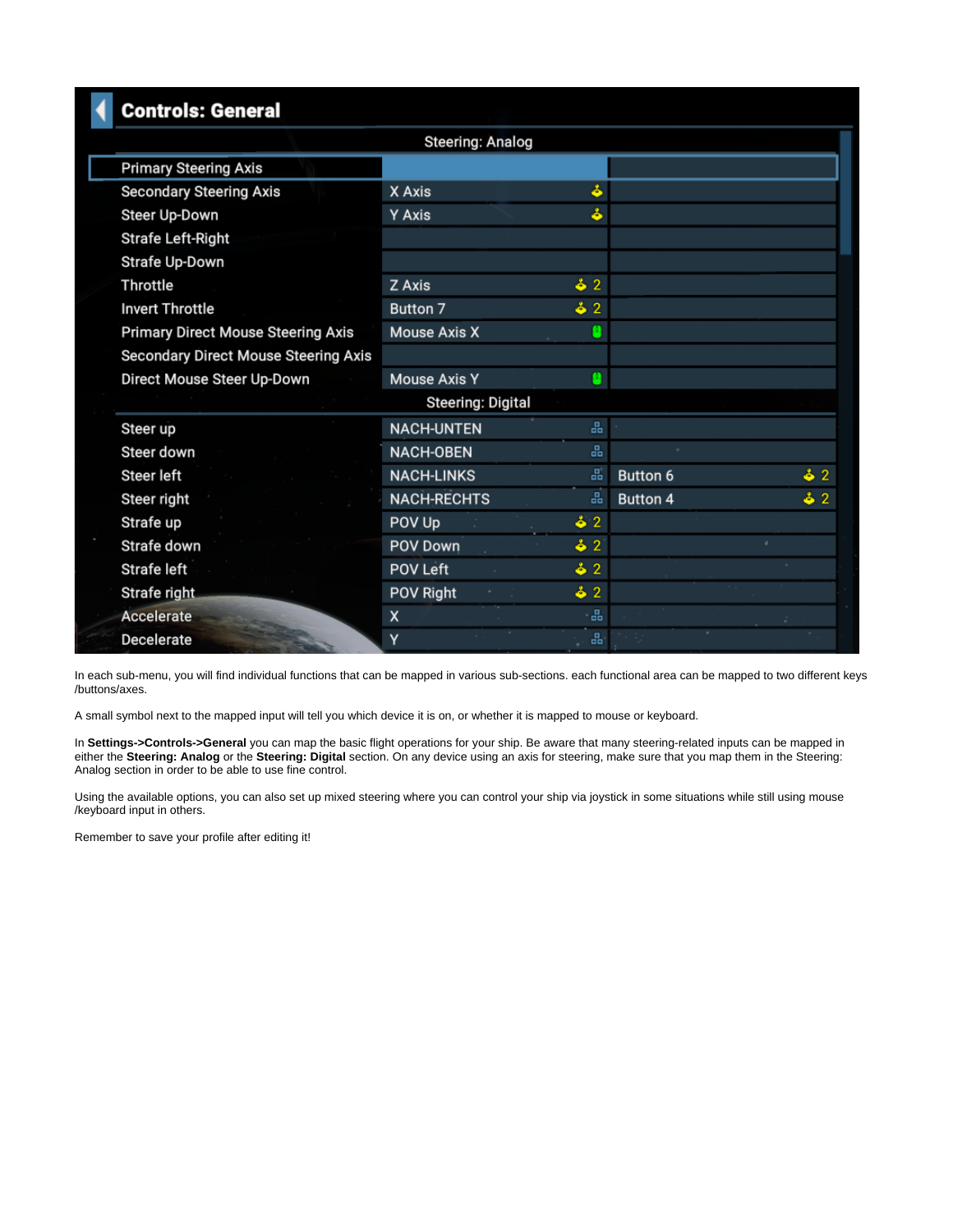## Controls: General

| | | |
|---|---|---|
| **Steering: Analog** | | |
| Primary Steering Axis | | |
| Secondary Steering Axis | X Axis | |
| Steer Up-Down | Y Axis | |
| Strafe Left-Right | | |
| Strafe Up-Down | | |
| Throttle | Z Axis 2 | |
| Invert Throttle | Button 7 2 | |
| Primary Direct Mouse Steering Axis | Mouse Axis X | |
| Secondary Direct Mouse Steering Axis | | |
| Direct Mouse Steer Up-Down | Mouse Axis Y | |
| **Steering: Digital** | | |
| Steer up | NACH-UNTEN | |
| Steer down | NACH-OBEN | |
| Steer left | NACH-LINKS | Button 6 2 |
| Steer right | NACH-RECHTS | Button 4 2 |
| Strafe up | POV Up 2 | |
| Strafe down | POV Down 2 | |
| Strafe left | POV Left 2 | |
| Strafe right | POV Right 2 | |
| Accelerate | X | |
| Decelerate | Y | |

In each sub-menu, you will find individual functions that can be mapped in various sub-sections. each functional area can be mapped to two different keys /buttons/axes.

A small symbol next to the mapped input will tell you which device it is on, or whether it is mapped to mouse or keyboard.

In **Settings->Controls->General** you can map the basic flight operations for your ship. Be aware that many steering-related inputs can be mapped in either the **Steering: Analog** or the **Steering: Digital** section. On any device using an axis for steering, make sure that you map them in the Steering: Analog section in order to be able to use fine control.

Using the available options, you can also set up mixed steering where you can control your ship via joystick in some situations while still using mouse /keyboard input in others.

Remember to save your profile after editing it!